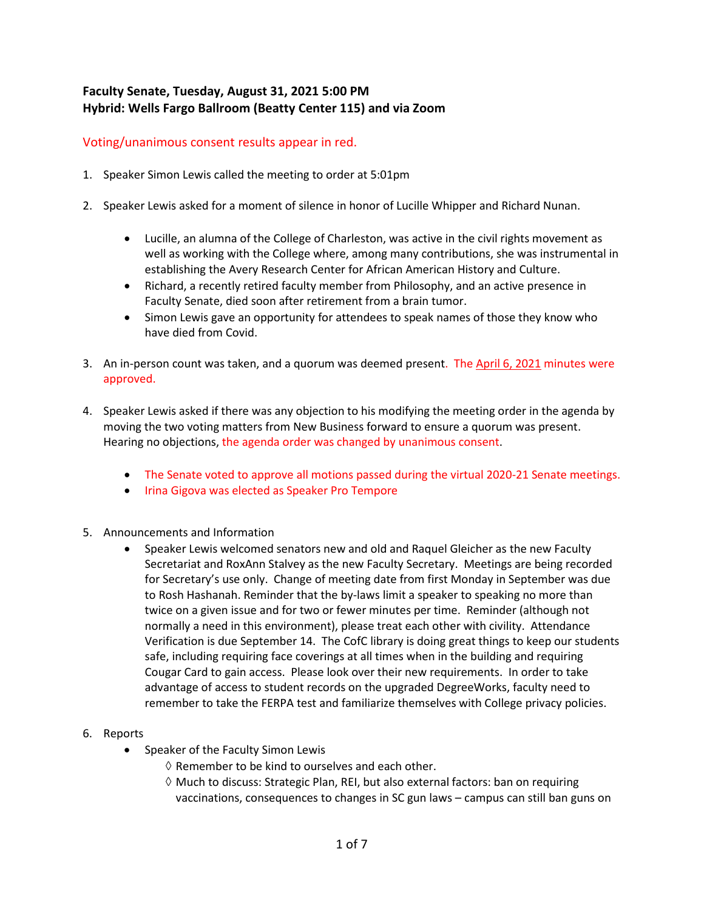**Faculty Senate, Tuesday, August 31, 2021 5:00 PM**
**Hybrid: Wells Fargo Ballroom (Beatty Center 115) and via Zoom**

Voting/unanimous consent results appear in red.

1. Speaker Simon Lewis called the meeting to order at 5:01pm

2. Speaker Lewis asked for a moment of silence in honor of Lucille Whipper and Richard Nunan.

    - Lucille, an alumna of the College of Charleston, was active in the civil rights movement as well as working with the College where, among many contributions, she was instrumental in establishing the Avery Research Center for African American History and Culture.
    - Richard, a recently retired faculty member from Philosophy, and an active presence in Faculty Senate, died soon after retirement from a brain tumor.
    - Simon Lewis gave an opportunity for attendees to speak names of those they know who have died from Covid.

3. An in-person count was taken, and a quorum was deemed present. The April 6, 2021 minutes were approved.

4. Speaker Lewis asked if there was any objection to his modifying the meeting order in the agenda by moving the two voting matters from New Business forward to ensure a quorum was present. Hearing no objections, the agenda order was changed by unanimous consent.

    - The Senate voted to approve all motions passed during the virtual 2020-21 Senate meetings.
    - Irina Gigova was elected as Speaker Pro Tempore

5. Announcements and Information
    - Speaker Lewis welcomed senators new and old and Raquel Gleicher as the new Faculty Secretariat and RoxAnn Stalvey as the new Faculty Secretary. Meetings are being recorded for Secretary's use only. Change of meeting date from first Monday in September was due to Rosh Hashanah. Reminder that the by-laws limit a speaker to speaking no more than twice on a given issue and for two or fewer minutes per time. Reminder (although not normally a need in this environment), please treat each other with civility. Attendance Verification is due September 14. The CofC library is doing great things to keep our students safe, including requiring face coverings at all times when in the building and requiring Cougar Card to gain access. Please look over their new requirements. In order to take advantage of access to student records on the upgraded DegreeWorks, faculty need to remember to take the FERPA test and familiarize themselves with College privacy policies.

6. Reports
    - Speaker of the Faculty Simon Lewis
        - ◊ Remember to be kind to ourselves and each other.
        - ◊ Much to discuss: Strategic Plan, REI, but also external factors: ban on requiring vaccinations, consequences to changes in SC gun laws – campus can still ban guns on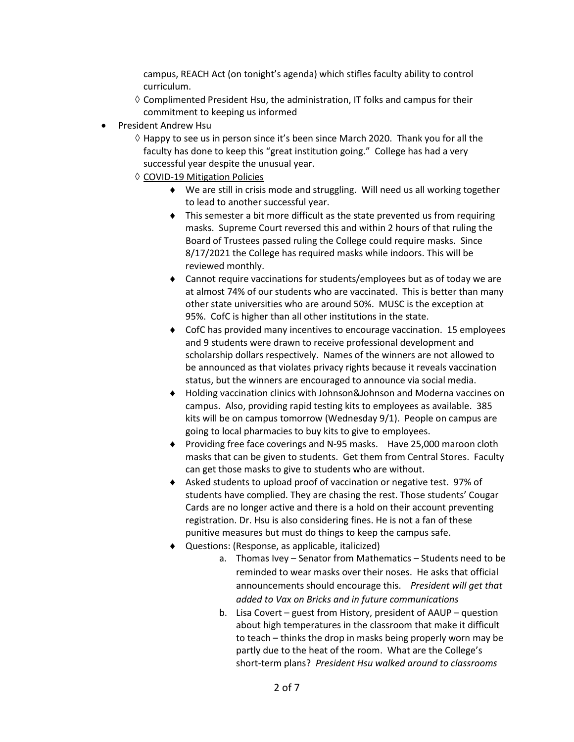campus, REACH Act (on tonight's agenda) which stifles faculty ability to control curriculum.

  - ◊ Complimented President Hsu, the administration, IT folks and campus for their commitment to keeping us informed

- President Andrew Hsu
  - ◊ Happy to see us in person since it's been since March 2020. Thank you for all the faculty has done to keep this "great institution going." College has had a very successful year despite the unusual year.
  - ◊ <u>COVID-19 Mitigation Policies</u>
    - ♦ We are still in crisis mode and struggling. Will need us all working together to lead to another successful year.
    - ♦ This semester a bit more difficult as the state prevented us from requiring masks. Supreme Court reversed this and within 2 hours of that ruling the Board of Trustees passed ruling the College could require masks. Since 8/17/2021 the College has required masks while indoors. This will be reviewed monthly.
    - ♦ Cannot require vaccinations for students/employees but as of today we are at almost 74% of our students who are vaccinated. This is better than many other state universities who are around 50%. MUSC is the exception at 95%. CofC is higher than all other institutions in the state.
    - ♦ CofC has provided many incentives to encourage vaccination. 15 employees and 9 students were drawn to receive professional development and scholarship dollars respectively. Names of the winners are not allowed to be announced as that violates privacy rights because it reveals vaccination status, but the winners are encouraged to announce via social media.
    - ♦ Holding vaccination clinics with Johnson&Johnson and Moderna vaccines on campus. Also, providing rapid testing kits to employees as available. 385 kits will be on campus tomorrow (Wednesday 9/1). People on campus are going to local pharmacies to buy kits to give to employees.
    - ♦ Providing free face coverings and N-95 masks. Have 25,000 maroon cloth masks that can be given to students. Get them from Central Stores. Faculty can get those masks to give to students who are without.
    - ♦ Asked students to upload proof of vaccination or negative test. 97% of students have complied. They are chasing the rest. Those students' Cougar Cards are no longer active and there is a hold on their account preventing registration. Dr. Hsu is also considering fines. He is not a fan of these punitive measures but must do things to keep the campus safe.
    - ♦ Questions: (Response, as applicable, italicized)
      a. Thomas Ivey – Senator from Mathematics – Students need to be reminded to wear masks over their noses. He asks that official announcements should encourage this. *President will get that added to Vax on Bricks and in future communications*
      b. Lisa Covert – guest from History, president of AAUP – question about high temperatures in the classroom that make it difficult to teach – thinks the drop in masks being properly worn may be partly due to the heat of the room. What are the College's short-term plans? *President Hsu walked around to classrooms*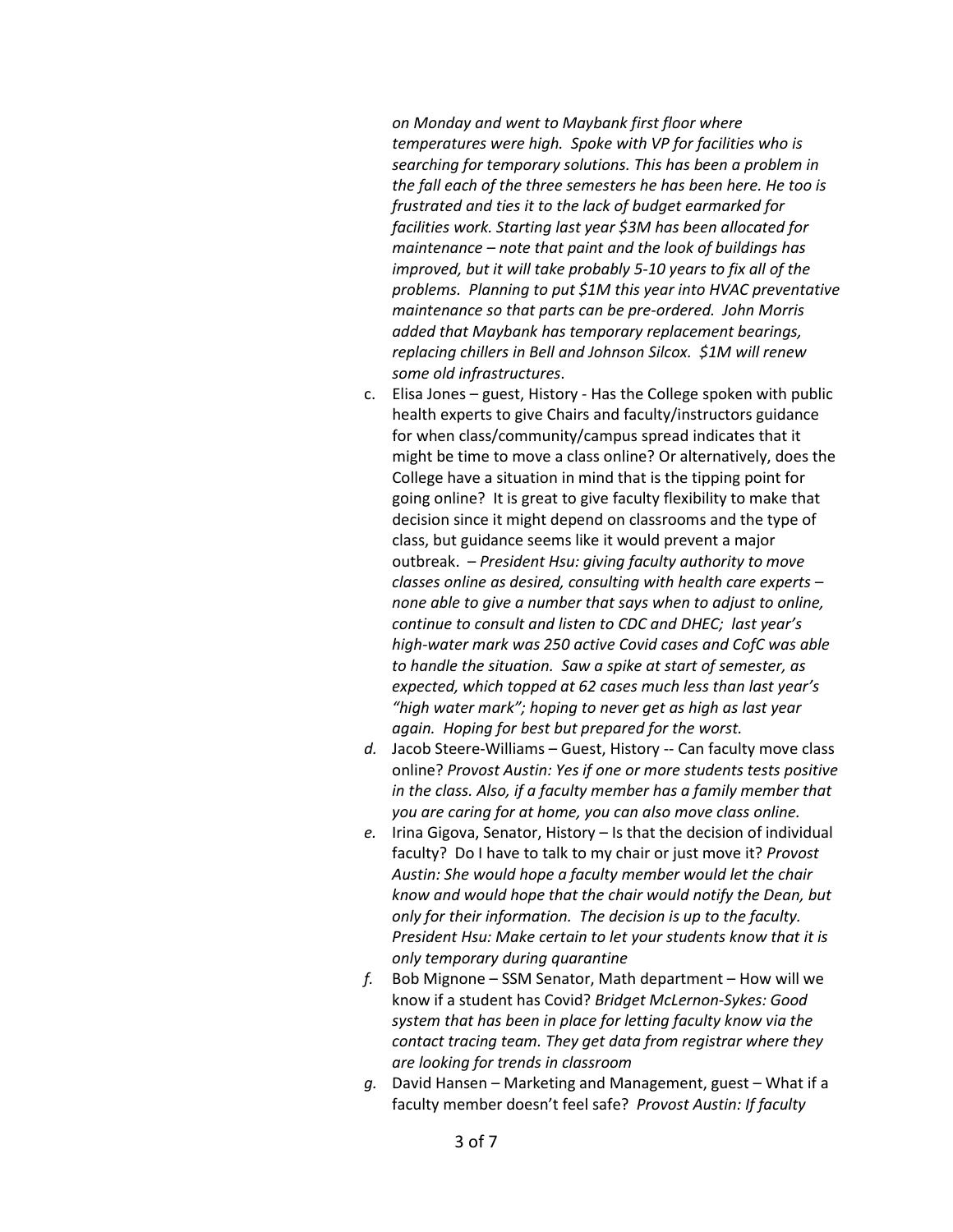*on Monday and went to Maybank first floor where temperatures were high. Spoke with VP for facilities who is searching for temporary solutions. This has been a problem in the fall each of the three semesters he has been here. He too is frustrated and ties it to the lack of budget earmarked for facilities work. Starting last year $3M has been allocated for maintenance – note that paint and the look of buildings has improved, but it will take probably 5-10 years to fix all of the problems. Planning to put $1M this year into HVAC preventative maintenance so that parts can be pre-ordered. John Morris added that Maybank has temporary replacement bearings, replacing chillers in Bell and Johnson Silcox. $1M will renew some old infrastructures*.

c. Elisa Jones – guest, History - Has the College spoken with public health experts to give Chairs and faculty/instructors guidance for when class/community/campus spread indicates that it might be time to move a class online? Or alternatively, does the College have a situation in mind that is the tipping point for going online? It is great to give faculty flexibility to make that decision since it might depend on classrooms and the type of class, but guidance seems like it would prevent a major outbreak. – *President Hsu: giving faculty authority to move classes online as desired, consulting with health care experts – none able to give a number that says when to adjust to online, continue to consult and listen to CDC and DHEC; last year's high-water mark was 250 active Covid cases and CofC was able to handle the situation. Saw a spike at start of semester, as expected, which topped at 62 cases much less than last year's "high water mark"; hoping to never get as high as last year again. Hoping for best but prepared for the worst.*

d. Jacob Steere-Williams – Guest, History -- Can faculty move class online? *Provost Austin: Yes if one or more students tests positive in the class. Also, if a faculty member has a family member that you are caring for at home, you can also move class online.*

e. Irina Gigova, Senator, History – Is that the decision of individual faculty? Do I have to talk to my chair or just move it? *Provost Austin: She would hope a faculty member would let the chair know and would hope that the chair would notify the Dean, but only for their information. The decision is up to the faculty. President Hsu: Make certain to let your students know that it is only temporary during quarantine*

f. Bob Mignone – SSM Senator, Math department – How will we know if a student has Covid? *Bridget McLernon-Sykes: Good system that has been in place for letting faculty know via the contact tracing team. They get data from registrar where they are looking for trends in classroom*

g. David Hansen – Marketing and Management, guest – What if a faculty member doesn't feel safe? *Provost Austin: If faculty*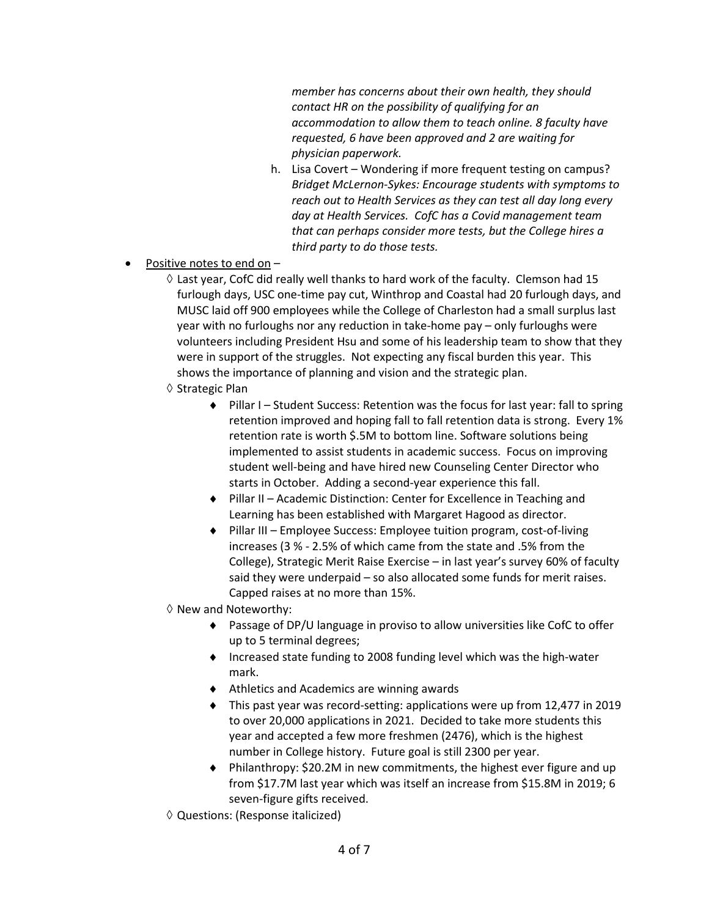*member has concerns about their own health, they should contact HR on the possibility of qualifying for an accommodation to allow them to teach online. 8 faculty have requested, 6 have been approved and 2 are waiting for physician paperwork.*

  h. Lisa Covert – Wondering if more frequent testing on campus? *Bridget McLernon-Sykes: Encourage students with symptoms to reach out to Health Services as they can test all day long every day at Health Services. CofC has a Covid management team that can perhaps consider more tests, but the College hires a third party to do those tests.*

- Positive notes to end on –
  - ◊ Last year, CofC did really well thanks to hard work of the faculty. Clemson had 15 furlough days, USC one-time pay cut, Winthrop and Coastal had 20 furlough days, and MUSC laid off 900 employees while the College of Charleston had a small surplus last year with no furloughs nor any reduction in take-home pay – only furloughs were volunteers including President Hsu and some of his leadership team to show that they were in support of the struggles. Not expecting any fiscal burden this year. This shows the importance of planning and vision and the strategic plan.
  - ◊ Strategic Plan
    - ♦ Pillar I – Student Success: Retention was the focus for last year: fall to spring retention improved and hoping fall to fall retention data is strong. Every 1% retention rate is worth $.5M to bottom line. Software solutions being implemented to assist students in academic success. Focus on improving student well-being and have hired new Counseling Center Director who starts in October. Adding a second-year experience this fall.
    - ♦ Pillar II – Academic Distinction: Center for Excellence in Teaching and Learning has been established with Margaret Hagood as director.
    - ♦ Pillar III – Employee Success: Employee tuition program, cost-of-living increases (3 % - 2.5% of which came from the state and .5% from the College), Strategic Merit Raise Exercise – in last year's survey 60% of faculty said they were underpaid – so also allocated some funds for merit raises. Capped raises at no more than 15%.
  - ◊ New and Noteworthy:
    - ♦ Passage of DP/U language in proviso to allow universities like CofC to offer up to 5 terminal degrees;
    - ♦ Increased state funding to 2008 funding level which was the high-water mark.
    - ♦ Athletics and Academics are winning awards
    - ♦ This past year was record-setting: applications were up from 12,477 in 2019 to over 20,000 applications in 2021. Decided to take more students this year and accepted a few more freshmen (2476), which is the highest number in College history. Future goal is still 2300 per year.
    - ♦ Philanthropy: $20.2M in new commitments, the highest ever figure and up from $17.7M last year which was itself an increase from $15.8M in 2019; 6 seven-figure gifts received.
  - ◊ Questions: (Response italicized)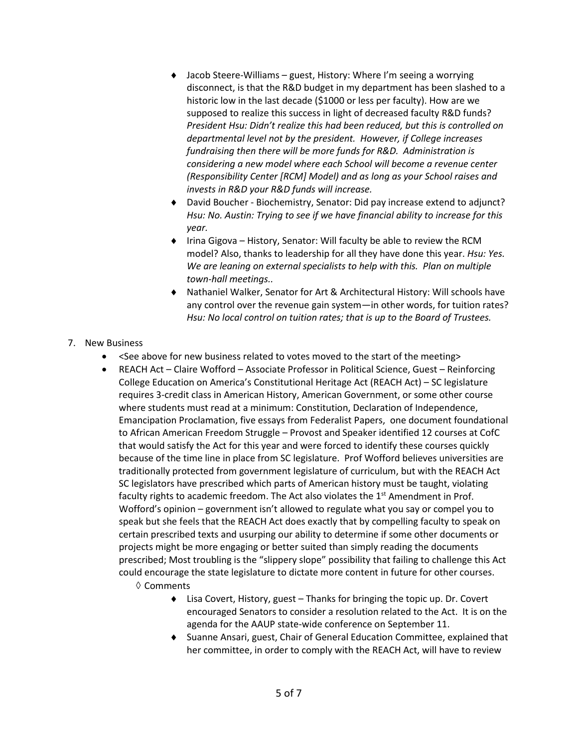- Jacob Steere-Williams – guest, History: Where I'm seeing a worrying disconnect, is that the R&D budget in my department has been slashed to a historic low in the last decade ($1000 or less per faculty). How are we supposed to realize this success in light of decreased faculty R&D funds? *President Hsu: Didn't realize this had been reduced, but this is controlled on departmental level not by the president. However, if College increases fundraising then there will be more funds for R&D. Administration is considering a new model where each School will become a revenue center (Responsibility Center [RCM] Model) and as long as your School raises and invests in R&D your R&D funds will increase.*
- David Boucher - Biochemistry, Senator: Did pay increase extend to adjunct? *Hsu: No. Austin: Trying to see if we have financial ability to increase for this year.*
- Irina Gigova – History, Senator: Will faculty be able to review the RCM model? Also, thanks to leadership for all they have done this year. *Hsu: Yes. We are leaning on external specialists to help with this. Plan on multiple town-hall meetings..*
- Nathaniel Walker, Senator for Art & Architectural History: Will schools have any control over the revenue gain system—in other words, for tuition rates? *Hsu: No local control on tuition rates; that is up to the Board of Trustees.*

7. New Business
   - <See above for new business related to votes moved to the start of the meeting>
   - REACH Act – Claire Wofford – Associate Professor in Political Science, Guest – Reinforcing College Education on America's Constitutional Heritage Act (REACH Act) – SC legislature requires 3-credit class in American History, American Government, or some other course where students must read at a minimum: Constitution, Declaration of Independence, Emancipation Proclamation, five essays from Federalist Papers, one document foundational to African American Freedom Struggle – Provost and Speaker identified 12 courses at CofC that would satisfy the Act for this year and were forced to identify these courses quickly because of the time line in place from SC legislature. Prof Wofford believes universities are traditionally protected from government legislature of curriculum, but with the REACH Act SC legislators have prescribed which parts of American history must be taught, violating faculty rights to academic freedom. The Act also violates the 1st Amendment in Prof. Wofford's opinion – government isn't allowed to regulate what you say or compel you to speak but she feels that the REACH Act does exactly that by compelling faculty to speak on certain prescribed texts and usurping our ability to determine if some other documents or projects might be more engaging or better suited than simply reading the documents prescribed; Most troubling is the "slippery slope" possibility that failing to challenge this Act could encourage the state legislature to dictate more content in future for other courses.
     - ◊ Comments
       - Lisa Covert, History, guest – Thanks for bringing the topic up. Dr. Covert encouraged Senators to consider a resolution related to the Act. It is on the agenda for the AAUP state-wide conference on September 11.
       - Suanne Ansari, guest, Chair of General Education Committee, explained that her committee, in order to comply with the REACH Act, will have to review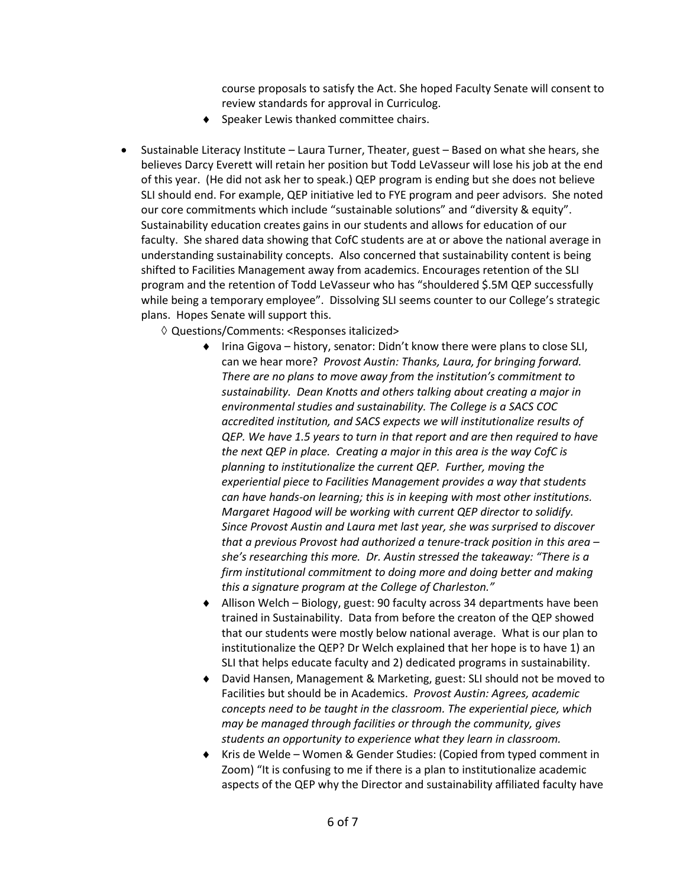course proposals to satisfy the Act. She hoped Faculty Senate will consent to review standards for approval in Curriculog.

- ♦ Speaker Lewis thanked committee chairs.

- Sustainable Literacy Institute – Laura Turner, Theater, guest – Based on what she hears, she believes Darcy Everett will retain her position but Todd LeVasseur will lose his job at the end of this year. (He did not ask her to speak.) QEP program is ending but she does not believe SLI should end. For example, QEP initiative led to FYE program and peer advisors. She noted our core commitments which include "sustainable solutions" and "diversity & equity". Sustainability education creates gains in our students and allows for education of our faculty. She shared data showing that CofC students are at or above the national average in understanding sustainability concepts. Also concerned that sustainability content is being shifted to Facilities Management away from academics. Encourages retention of the SLI program and the retention of Todd LeVasseur who has "shouldered $.5M QEP successfully while being a temporary employee". Dissolving SLI seems counter to our College's strategic plans. Hopes Senate will support this.
  - ◊ Questions/Comments: <Responses italicized>
    - ♦ Irina Gigova – history, senator: Didn't know there were plans to close SLI, can we hear more? *Provost Austin: Thanks, Laura, for bringing forward. There are no plans to move away from the institution's commitment to sustainability. Dean Knotts and others talking about creating a major in environmental studies and sustainability. The College is a SACS COC accredited institution, and SACS expects we will institutionalize results of QEP. We have 1.5 years to turn in that report and are then required to have the next QEP in place. Creating a major in this area is the way CofC is planning to institutionalize the current QEP. Further, moving the experiential piece to Facilities Management provides a way that students can have hands-on learning; this is in keeping with most other institutions. Margaret Hagood will be working with current QEP director to solidify. Since Provost Austin and Laura met last year, she was surprised to discover that a previous Provost had authorized a tenure-track position in this area – she's researching this more. Dr. Austin stressed the takeaway: "There is a firm institutional commitment to doing more and doing better and making this a signature program at the College of Charleston."*
    - ♦ Allison Welch – Biology, guest: 90 faculty across 34 departments have been trained in Sustainability. Data from before the creaton of the QEP showed that our students were mostly below national average. What is our plan to institutionalize the QEP? Dr Welch explained that her hope is to have 1) an SLI that helps educate faculty and 2) dedicated programs in sustainability.
    - ♦ David Hansen, Management & Marketing, guest: SLI should not be moved to Facilities but should be in Academics. *Provost Austin: Agrees, academic concepts need to be taught in the classroom. The experiential piece, which may be managed through facilities or through the community, gives students an opportunity to experience what they learn in classroom.*
    - ♦ Kris de Welde – Women & Gender Studies: (Copied from typed comment in Zoom) "It is confusing to me if there is a plan to institutionalize academic aspects of the QEP why the Director and sustainability affiliated faculty have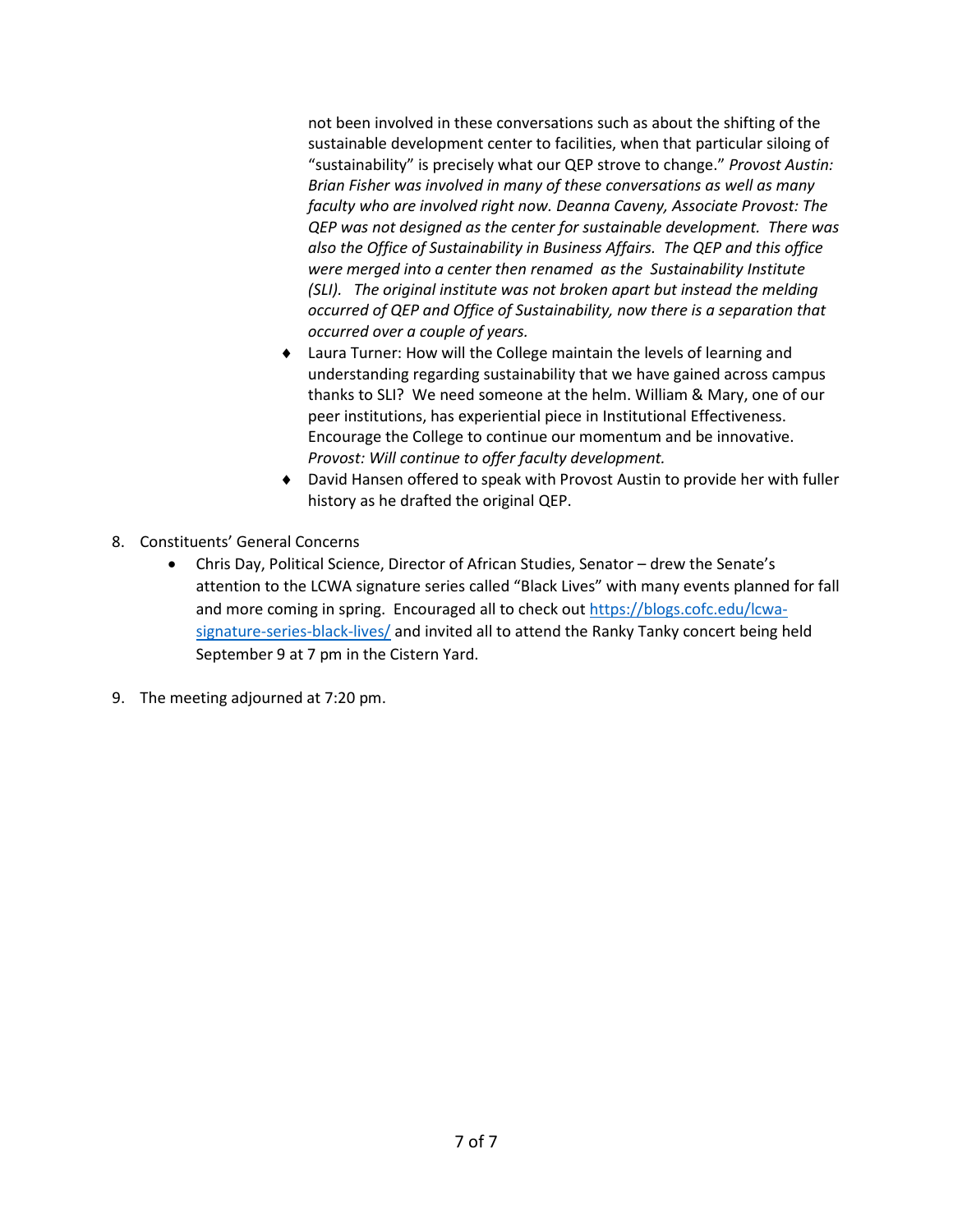not been involved in these conversations such as about the shifting of the sustainable development center to facilities, when that particular siloing of "sustainability" is precisely what our QEP strove to change." *Provost Austin: Brian Fisher was involved in many of these conversations as well as many faculty who are involved right now. Deanna Caveny, Associate Provost: The QEP was not designed as the center for sustainable development. There was also the Office of Sustainability in Business Affairs. The QEP and this office were merged into a center then renamed as the Sustainability Institute (SLI). The original institute was not broken apart but instead the melding occurred of QEP and Office of Sustainability, now there is a separation that occurred over a couple of years.*

- Laura Turner: How will the College maintain the levels of learning and understanding regarding sustainability that we have gained across campus thanks to SLI? We need someone at the helm. William & Mary, one of our peer institutions, has experiential piece in Institutional Effectiveness. Encourage the College to continue our momentum and be innovative. *Provost: Will continue to offer faculty development.*
- David Hansen offered to speak with Provost Austin to provide her with fuller history as he drafted the original QEP.

8. Constituents' General Concerns
   - Chris Day, Political Science, Director of African Studies, Senator – drew the Senate's attention to the LCWA signature series called "Black Lives" with many events planned for fall and more coming in spring. Encouraged all to check out [https://blogs.cofc.edu/lcwa-signature-series-black-lives/](https://blogs.cofc.edu/lcwa-signature-series-black-lives/) and invited all to attend the Ranky Tanky concert being held September 9 at 7 pm in the Cistern Yard.

9. The meeting adjourned at 7:20 pm.